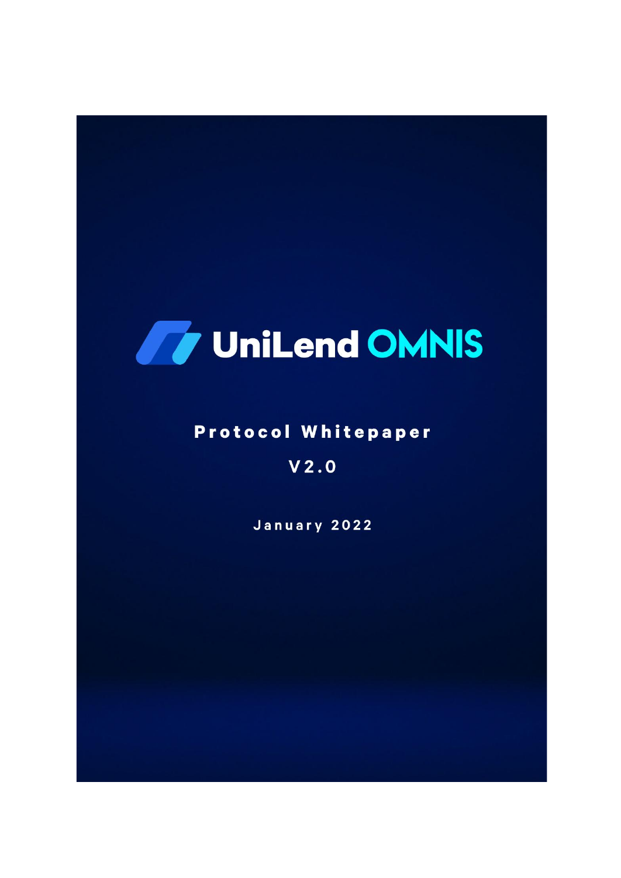# UniLend OMNIS

## Protocol Whitepaper

V2.0

January 2022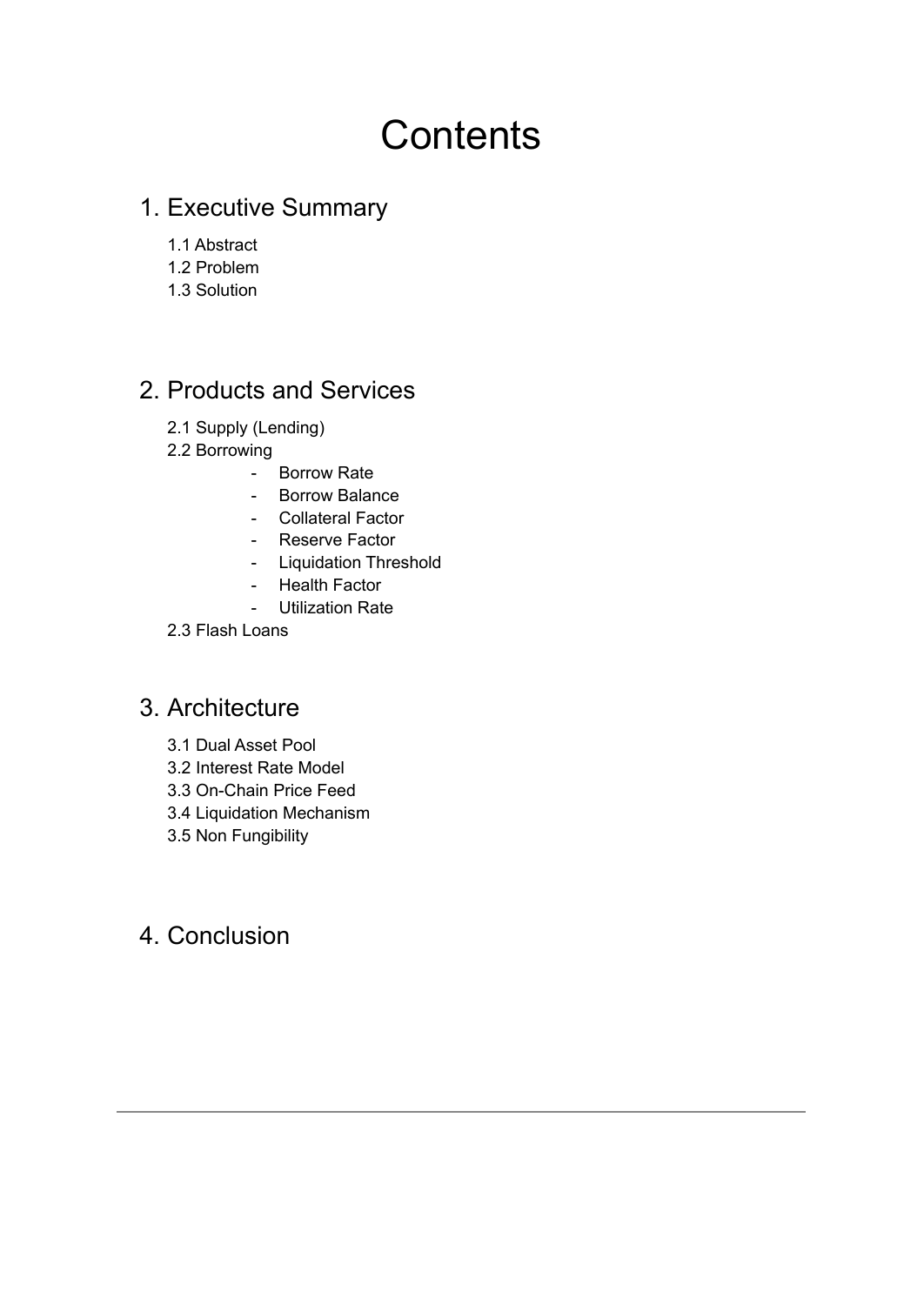# Contents

## 1. Executive Summary

1.1 Abstract
1.2 Problem
1.3 Solution

## 2. Products and Services

2.1 Supply (Lending)
2.2 Borrowing

- Borrow Rate
- Borrow Balance
- Collateral Factor
- Reserve Factor
- Liquidation Threshold
- Health Factor
- Utilization Rate

2.3 Flash Loans

## 3. Architecture

3.1 Dual Asset Pool
3.2 Interest Rate Model
3.3 On-Chain Price Feed
3.4 Liquidation Mechanism
3.5 Non Fungibility

## 4. Conclusion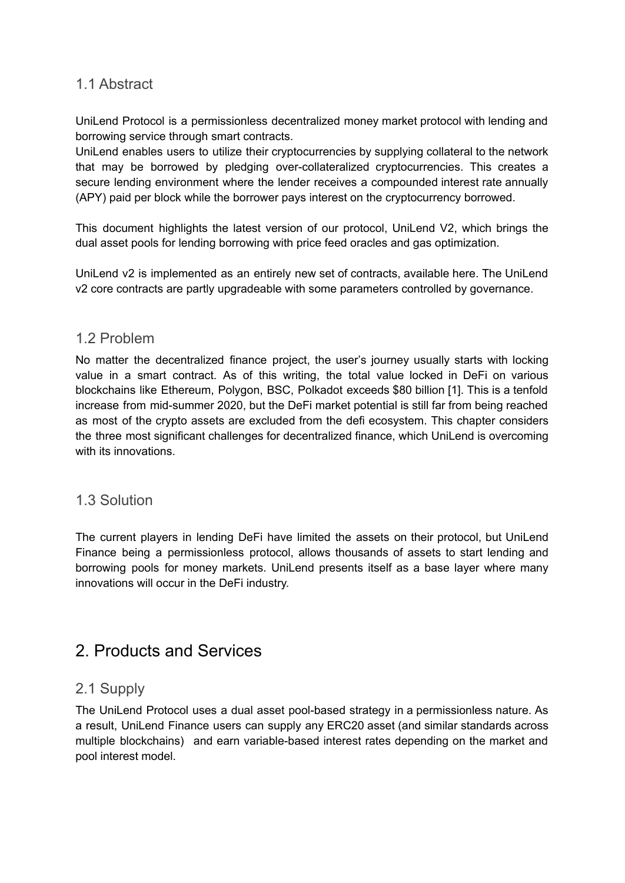## 1.1 Abstract

UniLend Protocol is a permissionless decentralized money market protocol with lending and borrowing service through smart contracts.
UniLend enables users to utilize their cryptocurrencies by supplying collateral to the network that may be borrowed by pledging over-collateralized cryptocurrencies. This creates a secure lending environment where the lender receives a compounded interest rate annually (APY) paid per block while the borrower pays interest on the cryptocurrency borrowed.

This document highlights the latest version of our protocol, UniLend V2, which brings the dual asset pools for lending borrowing with price feed oracles and gas optimization.

UniLend v2 is implemented as an entirely new set of contracts, available here. The UniLend v2 core contracts are partly upgradeable with some parameters controlled by governance.

## 1.2 Problem

No matter the decentralized finance project, the user's journey usually starts with locking value in a smart contract. As of this writing, the total value locked in DeFi on various blockchains like Ethereum, Polygon, BSC, Polkadot exceeds $80 billion [1]. This is a tenfold increase from mid-summer 2020, but the DeFi market potential is still far from being reached as most of the crypto assets are excluded from the defi ecosystem. This chapter considers the three most significant challenges for decentralized finance, which UniLend is overcoming with its innovations.

## 1.3 Solution

The current players in lending DeFi have limited the assets on their protocol, but UniLend Finance being a permissionless protocol, allows thousands of assets to start lending and borrowing pools for money markets. UniLend presents itself as a base layer where many innovations will occur in the DeFi industry.

# 2. Products and Services

## 2.1 Supply

The UniLend Protocol uses a dual asset pool-based strategy in a permissionless nature. As a result, UniLend Finance users can supply any ERC20 asset (and similar standards across multiple blockchains) and earn variable-based interest rates depending on the market and pool interest model.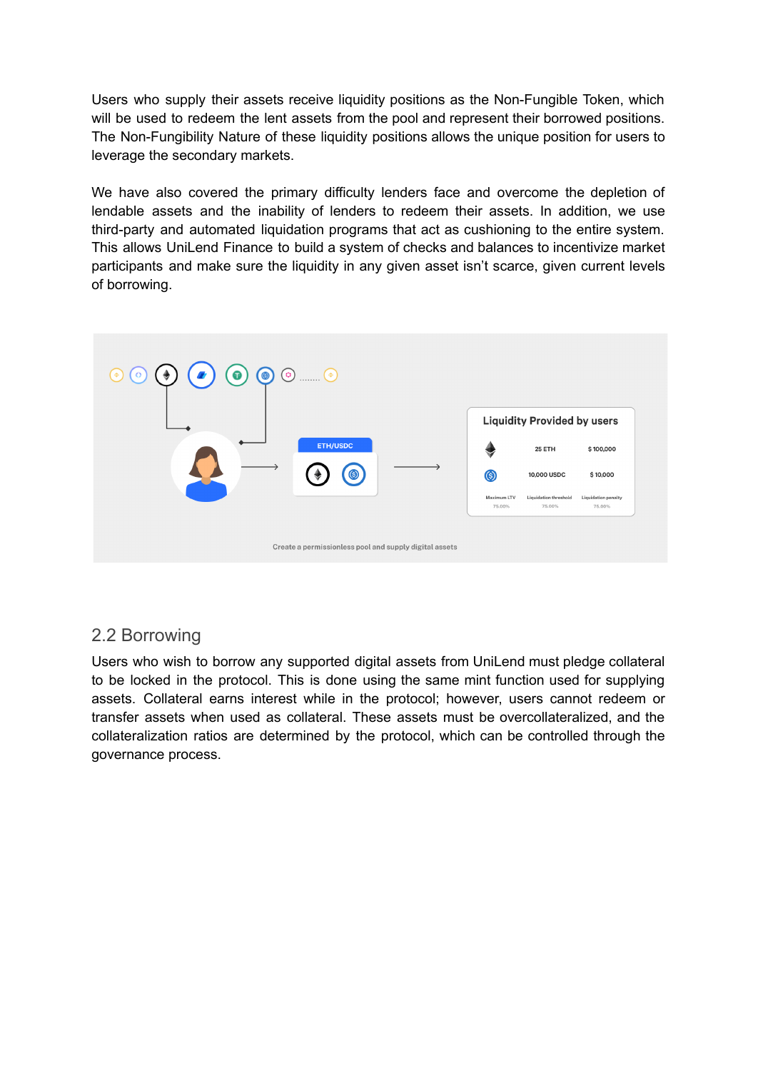Users who supply their assets receive liquidity positions as the Non-Fungible Token, which will be used to redeem the lent assets from the pool and represent their borrowed positions. The Non-Fungibility Nature of these liquidity positions allows the unique position for users to leverage the secondary markets.

We have also covered the primary difficulty lenders face and overcome the depletion of lendable assets and the inability of lenders to redeem their assets. In addition, we use third-party and automated liquidation programs that act as cushioning to the entire system. This allows UniLend Finance to build a system of checks and balances to incentivize market participants and make sure the liquidity in any given asset isn't scarce, given current levels of borrowing.

## 2.2 Borrowing

Users who wish to borrow any supported digital assets from UniLend must pledge collateral to be locked in the protocol. This is done using the same mint function used for supplying assets. Collateral earns interest while in the protocol; however, users cannot redeem or transfer assets when used as collateral. These assets must be overcollateralized, and the collateralization ratios are determined by the protocol, which can be controlled through the governance process.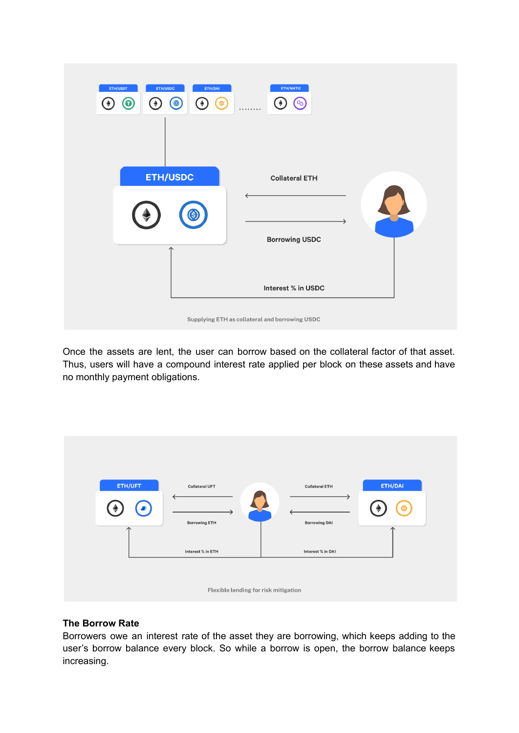Supplying ETH as collateral and borrowing USDC

Once the assets are lent, the user can borrow based on the collateral factor of that asset. Thus, users will have a compound interest rate applied per block on these assets and have no monthly payment obligations.

Flexible lending for risk mitigation

**The Borrow Rate**

Borrowers owe an interest rate of the asset they are borrowing, which keeps adding to the user's borrow balance every block. So while a borrow is open, the borrow balance keeps increasing.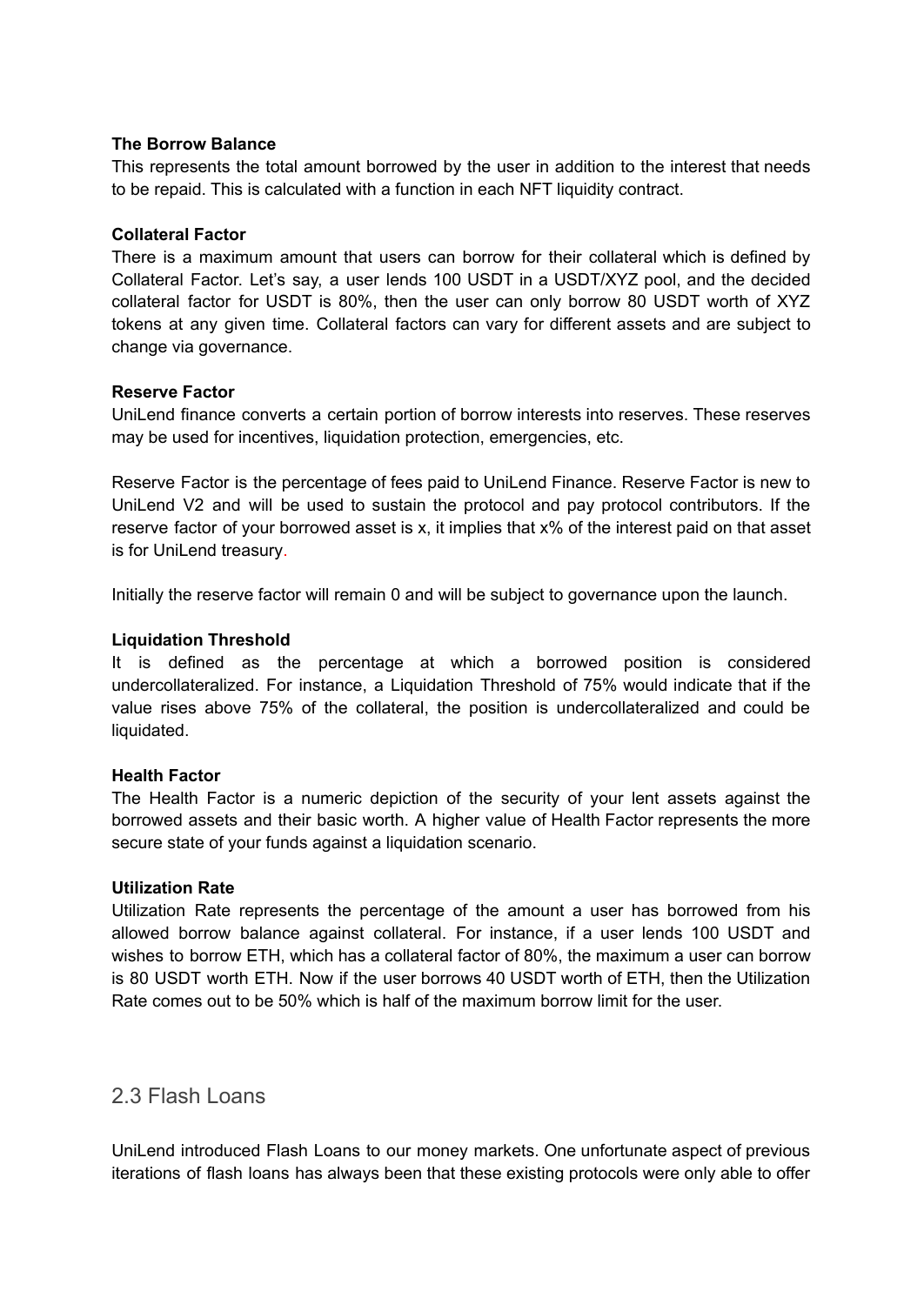**The Borrow Balance**

This represents the total amount borrowed by the user in addition to the interest that needs to be repaid. This is calculated with a function in each NFT liquidity contract.

**Collateral Factor**

There is a maximum amount that users can borrow for their collateral which is defined by Collateral Factor. Let's say, a user lends 100 USDT in a USDT/XYZ pool, and the decided collateral factor for USDT is 80%, then the user can only borrow 80 USDT worth of XYZ tokens at any given time. Collateral factors can vary for different assets and are subject to change via governance.

**Reserve Factor**

UniLend finance converts a certain portion of borrow interests into reserves. These reserves may be used for incentives, liquidation protection, emergencies, etc.

Reserve Factor is the percentage of fees paid to UniLend Finance. Reserve Factor is new to UniLend V2 and will be used to sustain the protocol and pay protocol contributors. If the reserve factor of your borrowed asset is x, it implies that x% of the interest paid on that asset is for UniLend treasury.

Initially the reserve factor will remain 0 and will be subject to governance upon the launch.

**Liquidation Threshold**

It is defined as the percentage at which a borrowed position is considered undercollateralized. For instance, a Liquidation Threshold of 75% would indicate that if the value rises above 75% of the collateral, the position is undercollateralized and could be liquidated.

**Health Factor**

The Health Factor is a numeric depiction of the security of your lent assets against the borrowed assets and their basic worth. A higher value of Health Factor represents the more secure state of your funds against a liquidation scenario.

**Utilization Rate**

Utilization Rate represents the percentage of the amount a user has borrowed from his allowed borrow balance against collateral. For instance, if a user lends 100 USDT and wishes to borrow ETH, which has a collateral factor of 80%, the maximum a user can borrow is 80 USDT worth ETH. Now if the user borrows 40 USDT worth of ETH, then the Utilization Rate comes out to be 50% which is half of the maximum borrow limit for the user.

## 2.3 Flash Loans

UniLend introduced Flash Loans to our money markets. One unfortunate aspect of previous iterations of flash loans has always been that these existing protocols were only able to offer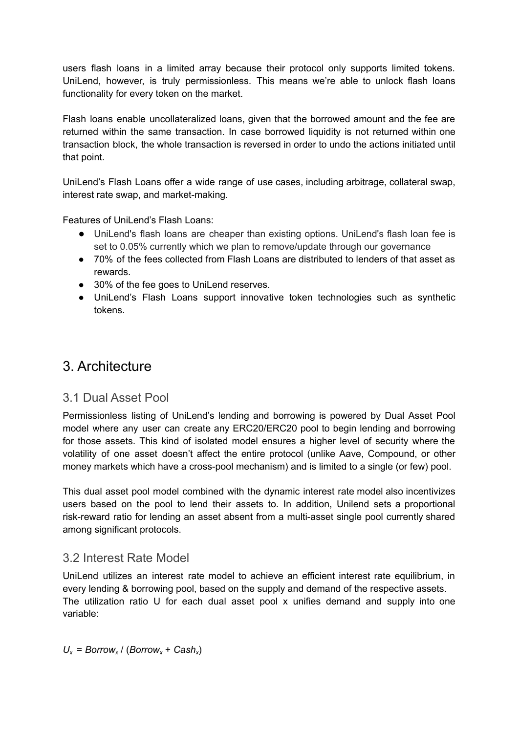users flash loans in a limited array because their protocol only supports limited tokens. UniLend, however, is truly permissionless. This means we're able to unlock flash loans functionality for every token on the market.

Flash loans enable uncollateralized loans, given that the borrowed amount and the fee are returned within the same transaction. In case borrowed liquidity is not returned within one transaction block, the whole transaction is reversed in order to undo the actions initiated until that point.

UniLend's Flash Loans offer a wide range of use cases, including arbitrage, collateral swap, interest rate swap, and market-making.

Features of UniLend's Flash Loans:

- UniLend's flash loans are cheaper than existing options. UniLend's flash loan fee is set to 0.05% currently which we plan to remove/update through our governance
- 70% of the fees collected from Flash Loans are distributed to lenders of that asset as rewards.
- 30% of the fee goes to UniLend reserves.
- UniLend's Flash Loans support innovative token technologies such as synthetic tokens.

# 3. Architecture

## 3.1 Dual Asset Pool

Permissionless listing of UniLend's lending and borrowing is powered by Dual Asset Pool model where any user can create any ERC20/ERC20 pool to begin lending and borrowing for those assets. This kind of isolated model ensures a higher level of security where the volatility of one asset doesn't affect the entire protocol (unlike Aave, Compound, or other money markets which have a cross-pool mechanism) and is limited to a single (or few) pool.

This dual asset pool model combined with the dynamic interest rate model also incentivizes users based on the pool to lend their assets to. In addition, Unilend sets a proportional risk-reward ratio for lending an asset absent from a multi-asset single pool currently shared among significant protocols.

## 3.2 Interest Rate Model

UniLend utilizes an interest rate model to achieve an efficient interest rate equilibrium, in every lending & borrowing pool, based on the supply and demand of the respective assets. The utilization ratio U for each dual asset pool x unifies demand and supply into one variable:

$$U_x = Borrow_x / (Borrow_x + Cash_x)$$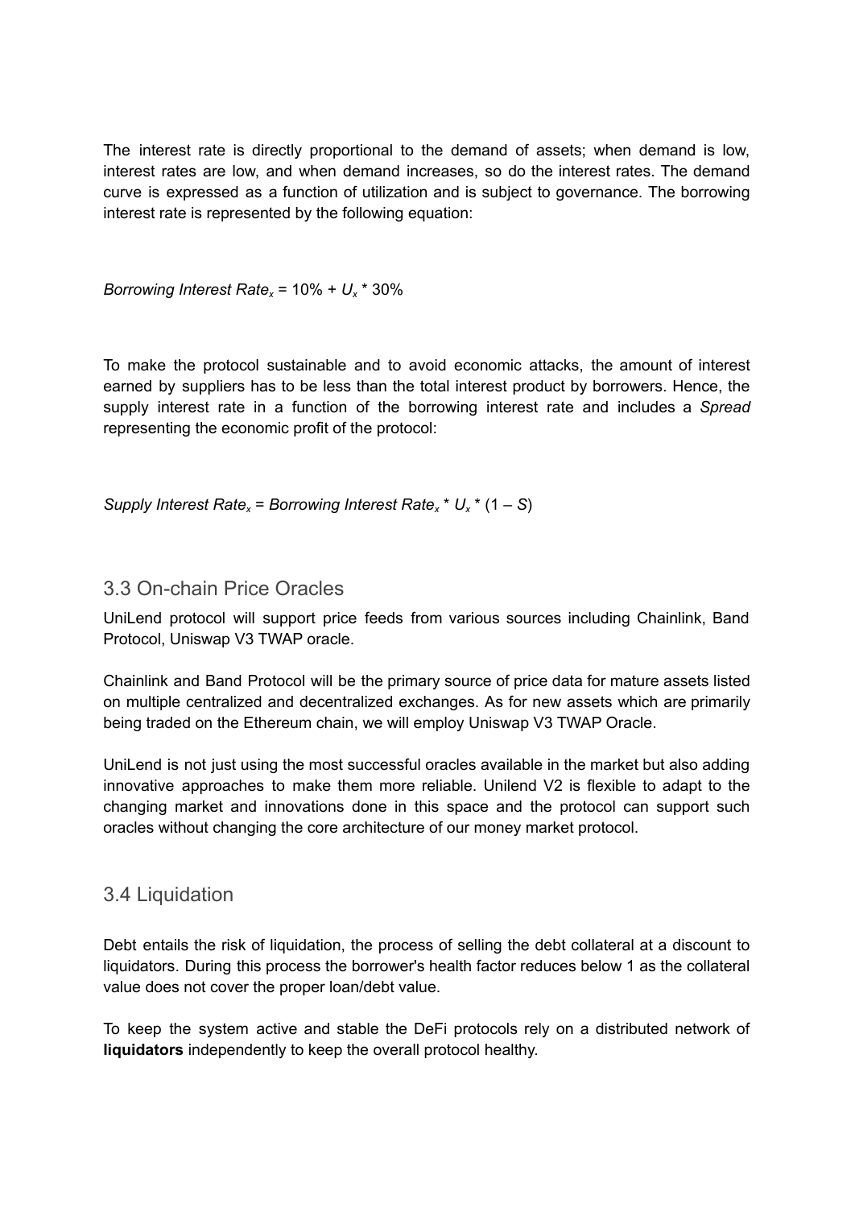The interest rate is directly proportional to the demand of assets; when demand is low, interest rates are low, and when demand increases, so do the interest rates. The demand curve is expressed as a function of utilization and is subject to governance. The borrowing interest rate is represented by the following equation:

$$\text{Borrowing Interest Rate}_x = 10\% + U_x * 30\%$$

To make the protocol sustainable and to avoid economic attacks, the amount of interest earned by suppliers has to be less than the total interest product by borrowers. Hence, the supply interest rate in a function of the borrowing interest rate and includes a *Spread* representing the economic profit of the protocol:

$$\text{Supply Interest Rate}_x = \text{Borrowing Interest Rate}_x * U_x * (1 - S)$$

## 3.3 On-chain Price Oracles

UniLend protocol will support price feeds from various sources including Chainlink, Band Protocol, Uniswap V3 TWAP oracle.

Chainlink and Band Protocol will be the primary source of price data for mature assets listed on multiple centralized and decentralized exchanges. As for new assets which are primarily being traded on the Ethereum chain, we will employ Uniswap V3 TWAP Oracle.

UniLend is not just using the most successful oracles available in the market but also adding innovative approaches to make them more reliable. Unilend V2 is flexible to adapt to the changing market and innovations done in this space and the protocol can support such oracles without changing the core architecture of our money market protocol.

## 3.4 Liquidation

Debt entails the risk of liquidation, the process of selling the debt collateral at a discount to liquidators. During this process the borrower's health factor reduces below 1 as the collateral value does not cover the proper loan/debt value.

To keep the system active and stable the DeFi protocols rely on a distributed network of **liquidators** independently to keep the overall protocol healthy.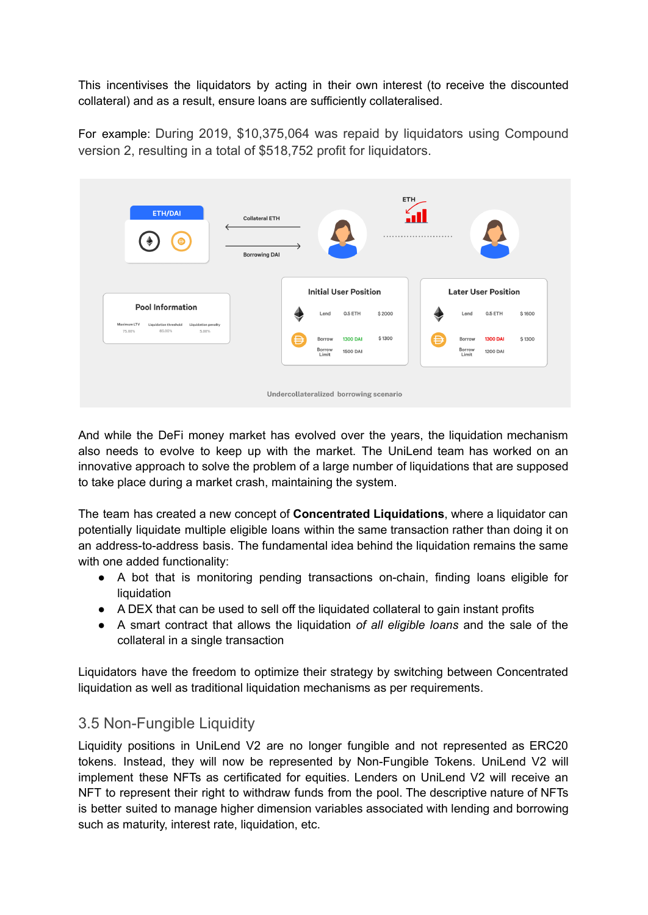This incentivises the liquidators by acting in their own interest (to receive the discounted collateral) and as a result, ensure loans are sufficiently collateralised.

For example: During 2019, $10,375,064 was repaid by liquidators using Compound version 2, resulting in a total of $518,752 profit for liquidators.

Undercollateralized borrowing scenario

And while the DeFi money market has evolved over the years, the liquidation mechanism also needs to evolve to keep up with the market. The UniLend team has worked on an innovative approach to solve the problem of a large number of liquidations that are supposed to take place during a market crash, maintaining the system.

The team has created a new concept of **Concentrated Liquidations**, where a liquidator can potentially liquidate multiple eligible loans within the same transaction rather than doing it on an address-to-address basis. The fundamental idea behind the liquidation remains the same with one added functionality:

- A bot that is monitoring pending transactions on-chain, finding loans eligible for liquidation
- A DEX that can be used to sell off the liquidated collateral to gain instant profits
- A smart contract that allows the liquidation *of all eligible loans* and the sale of the collateral in a single transaction

Liquidators have the freedom to optimize their strategy by switching between Concentrated liquidation as well as traditional liquidation mechanisms as per requirements.

## 3.5 Non-Fungible Liquidity

Liquidity positions in UniLend V2 are no longer fungible and not represented as ERC20 tokens. Instead, they will now be represented by Non-Fungible Tokens. UniLend V2 will implement these NFTs as certificated for equities. Lenders on UniLend V2 will receive an NFT to represent their right to withdraw funds from the pool. The descriptive nature of NFTs is better suited to manage higher dimension variables associated with lending and borrowing such as maturity, interest rate, liquidation, etc.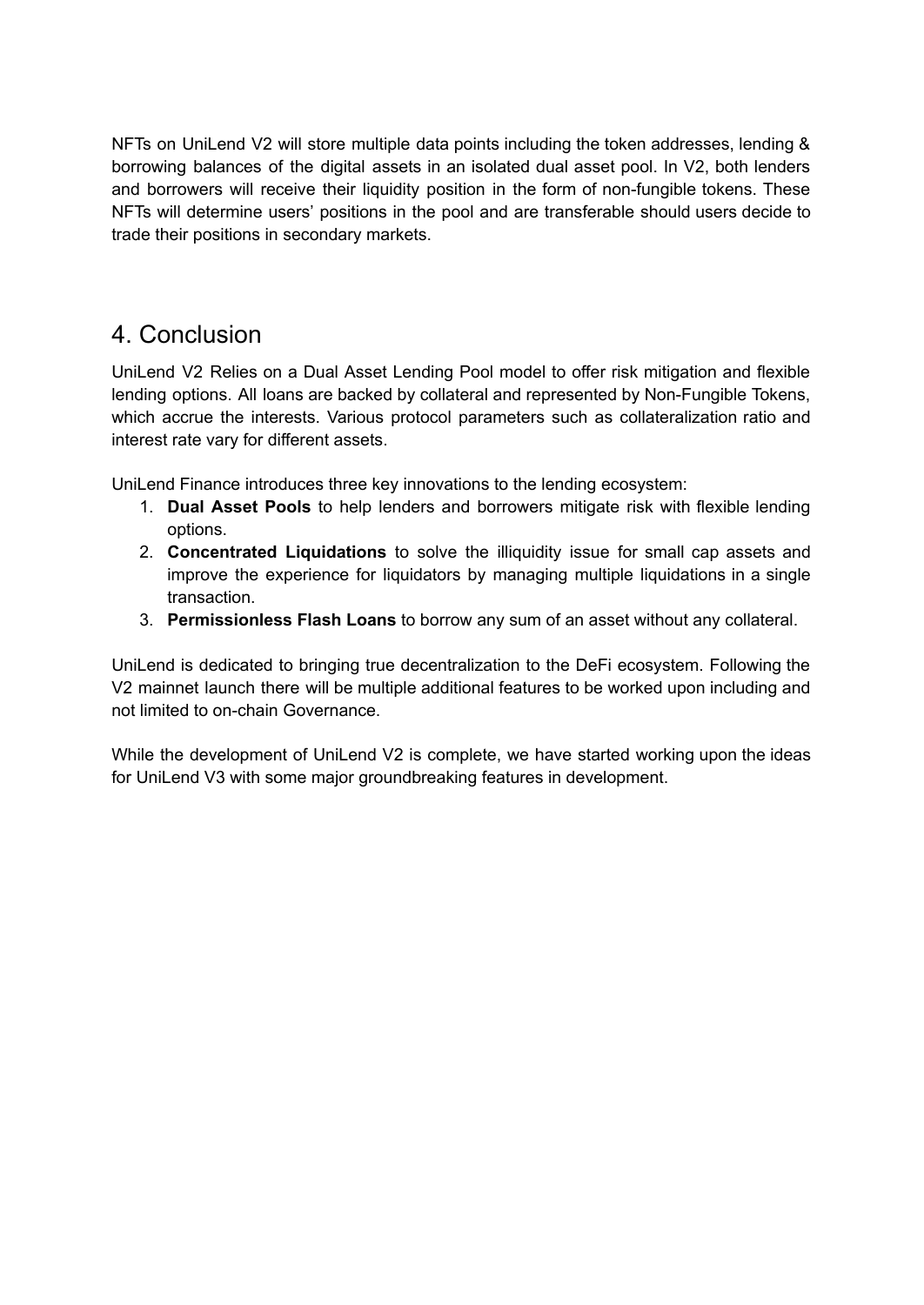NFTs on UniLend V2 will store multiple data points including the token addresses, lending & borrowing balances of the digital assets in an isolated dual asset pool. In V2, both lenders and borrowers will receive their liquidity position in the form of non-fungible tokens. These NFTs will determine users' positions in the pool and are transferable should users decide to trade their positions in secondary markets.

## 4. Conclusion

UniLend V2 Relies on a Dual Asset Lending Pool model to offer risk mitigation and flexible lending options. All loans are backed by collateral and represented by Non-Fungible Tokens, which accrue the interests. Various protocol parameters such as collateralization ratio and interest rate vary for different assets.

UniLend Finance introduces three key innovations to the lending ecosystem:

1. **Dual Asset Pools** to help lenders and borrowers mitigate risk with flexible lending options.
2. **Concentrated Liquidations** to solve the illiquidity issue for small cap assets and improve the experience for liquidators by managing multiple liquidations in a single transaction.
3. **Permissionless Flash Loans** to borrow any sum of an asset without any collateral.

UniLend is dedicated to bringing true decentralization to the DeFi ecosystem. Following the V2 mainnet launch there will be multiple additional features to be worked upon including and not limited to on-chain Governance.

While the development of UniLend V2 is complete, we have started working upon the ideas for UniLend V3 with some major groundbreaking features in development.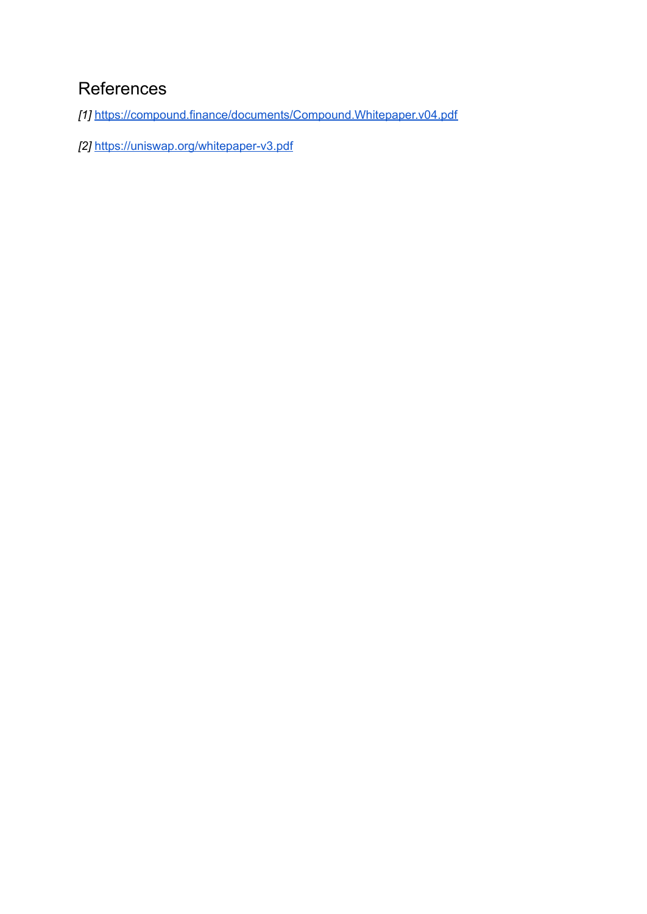# References

*[1]* https://compound.finance/documents/Compound.Whitepaper.v04.pdf

*[2]* https://uniswap.org/whitepaper-v3.pdf